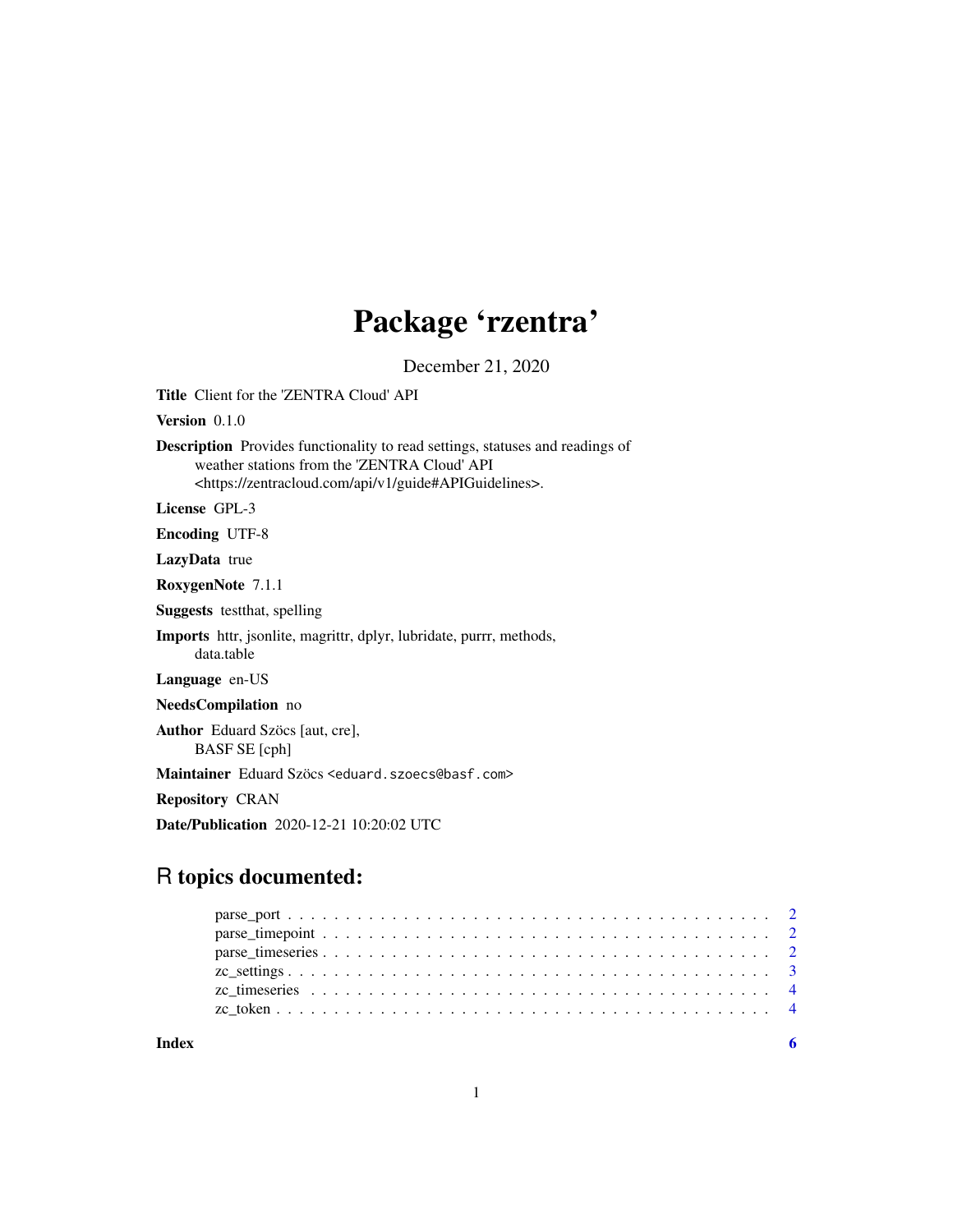# Package 'rzentra'

December 21, 2020

**Title** Client for the 'ZENTRA Cloud' API

**Version** 0.1.0

**Description** Provides functionality to read settings, statuses and readings of weather stations from the 'ZENTRA Cloud' API <https://zentracloud.com/api/v1/guide#APIGuidelines>.

**License** GPL-3

**Encoding** UTF-8

**LazyData** true

**RoxygenNote** 7.1.1

**Suggests** testthat, spelling

**Imports** httr, jsonlite, magrittr, dplyr, lubridate, purrr, methods, data.table

**Language** en-US

**NeedsCompilation** no

**Author** Eduard Szöcs [aut, cre], BASF SE [cph]

**Maintainer** Eduard Szöcs <eduard.szoecs@basf.com>

**Repository** CRAN

**Date/Publication** 2020-12-21 10:20:02 UTC

## R topics documented:

- parse_port . . . . . . . . . . . . . . . . . . . . . . . . . . . . . . . . . . . . . . . . 2
- parse_timepoint . . . . . . . . . . . . . . . . . . . . . . . . . . . . . . . . . . . . . 2
- parse_timeseries . . . . . . . . . . . . . . . . . . . . . . . . . . . . . . . . . . . . . 2
- zc_settings . . . . . . . . . . . . . . . . . . . . . . . . . . . . . . . . . . . . . . . . 3
- zc_timeseries . . . . . . . . . . . . . . . . . . . . . . . . . . . . . . . . . . . . . . . 4
- zc_token . . . . . . . . . . . . . . . . . . . . . . . . . . . . . . . . . . . . . . . . . 4

**Index** **6**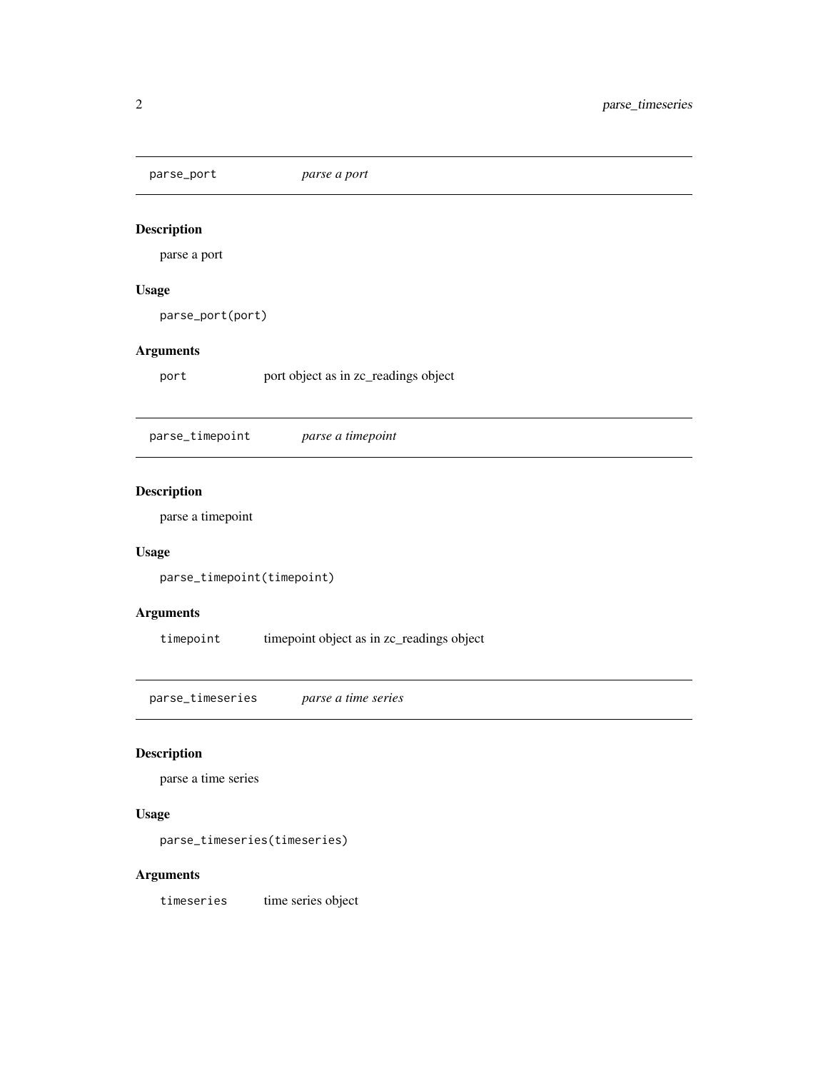## `parse_port` *parse a port*

### Description

parse a port

### Usage

```
parse_port(port)
```

### Arguments

| | |
|---|---|
| `port` | port object as in zc_readings object |

## `parse_timepoint` *parse a timepoint*

### Description

parse a timepoint

### Usage

```
parse_timepoint(timepoint)
```

### Arguments

| | |
|---|---|
| `timepoint` | timepoint object as in zc_readings object |

## `parse_timeseries` *parse a time series*

### Description

parse a time series

### Usage

```
parse_timeseries(timeseries)
```

### Arguments

| | |
|---|---|
| `timeseries` | time series object |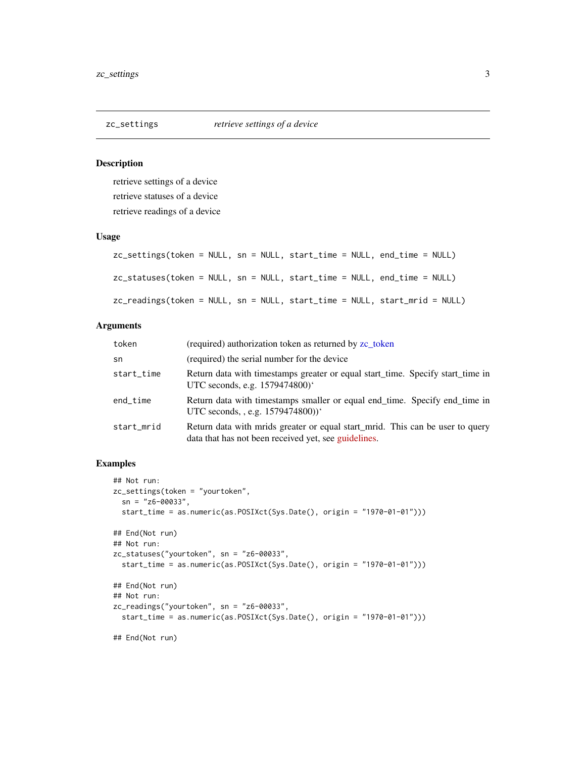## zc_settings — *retrieve settings of a device*

### Description

retrieve settings of a device

retrieve statuses of a device

retrieve readings of a device

### Usage

```
zc_settings(token = NULL, sn = NULL, start_time = NULL, end_time = NULL)

zc_statuses(token = NULL, sn = NULL, start_time = NULL, end_time = NULL)

zc_readings(token = NULL, sn = NULL, start_time = NULL, start_mrid = NULL)
```

### Arguments

| | |
|---|---|
| `token` | (required) authorization token as returned by zc_token |
| `sn` | (required) the serial number for the device |
| `start_time` | Return data with timestamps greater or equal start_time. Specify start_time in UTC seconds, e.g. 1579474800)‘ |
| `end_time` | Return data with timestamps smaller or equal end_time. Specify end_time in UTC seconds, , e.g. 1579474800))‘ |
| `start_mrid` | Return data with mrids greater or equal start_mrid. This can be user to query data that has not been received yet, see guidelines. |

### Examples

```
## Not run:
zc_settings(token = "yourtoken",
  sn = "z6-00033",
  start_time = as.numeric(as.POSIXct(Sys.Date(), origin = "1970-01-01")))

## End(Not run)
## Not run:
zc_statuses("yourtoken", sn = "z6-00033",
  start_time = as.numeric(as.POSIXct(Sys.Date(), origin = "1970-01-01")))

## End(Not run)
## Not run:
zc_readings("yourtoken", sn = "z6-00033",
  start_time = as.numeric(as.POSIXct(Sys.Date(), origin = "1970-01-01")))

## End(Not run)
```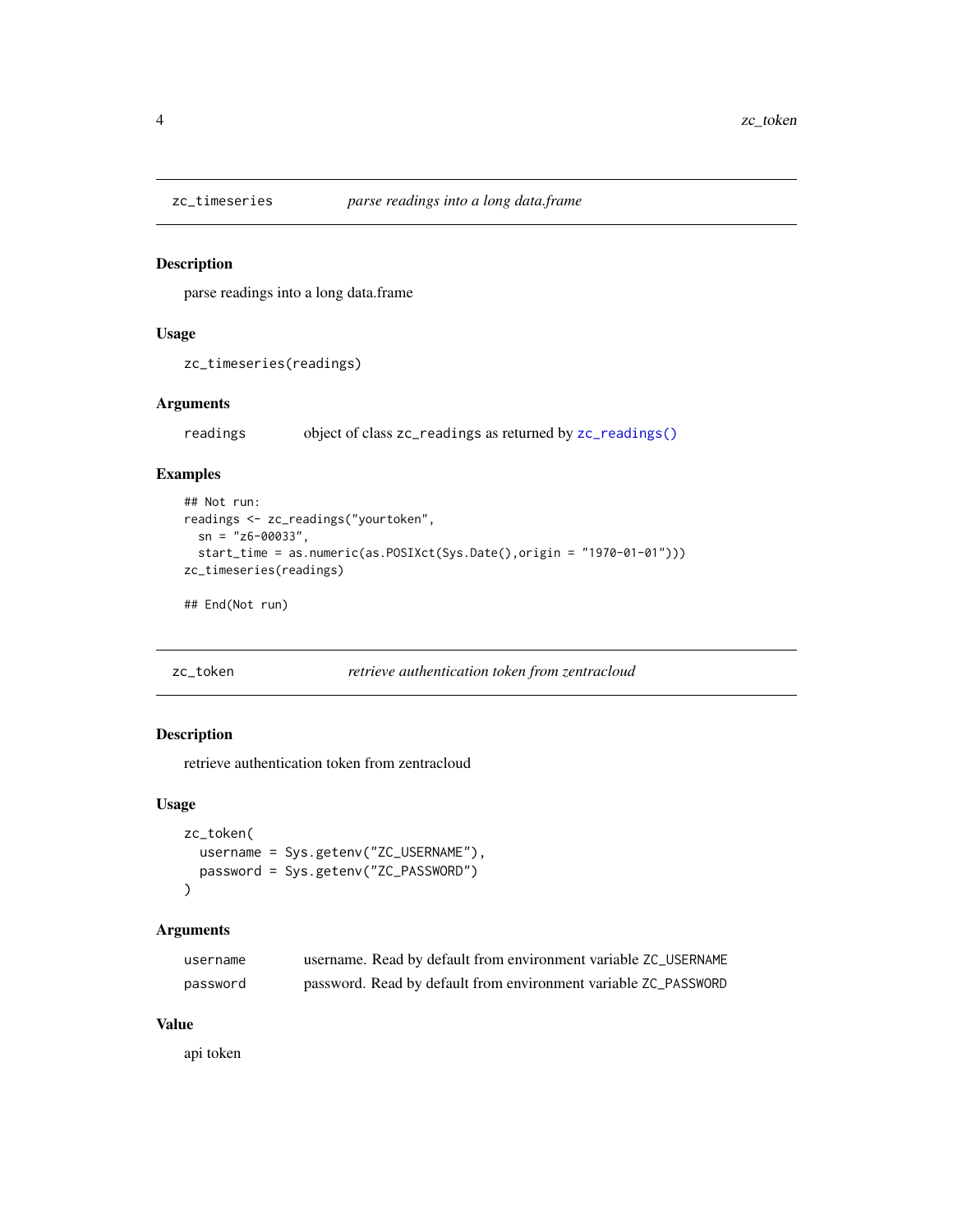## zc_timeseries — *parse readings into a long data.frame*

### Description

parse readings into a long data.frame

### Usage

```
zc_timeseries(readings)
```

### Arguments

| | |
|---|---|
| readings | object of class zc_readings as returned by zc_readings() |

### Examples

```
## Not run:
readings <- zc_readings("yourtoken",
  sn = "z6-00033",
  start_time = as.numeric(as.POSIXct(Sys.Date(),origin = "1970-01-01")))
zc_timeseries(readings)

## End(Not run)
```

## zc_token — *retrieve authentication token from zentracloud*

### Description

retrieve authentication token from zentracloud

### Usage

```
zc_token(
  username = Sys.getenv("ZC_USERNAME"),
  password = Sys.getenv("ZC_PASSWORD")
)
```

### Arguments

| | |
|---|---|
| username | username. Read by default from environment variable ZC_USERNAME |
| password | password. Read by default from environment variable ZC_PASSWORD |

### Value

api token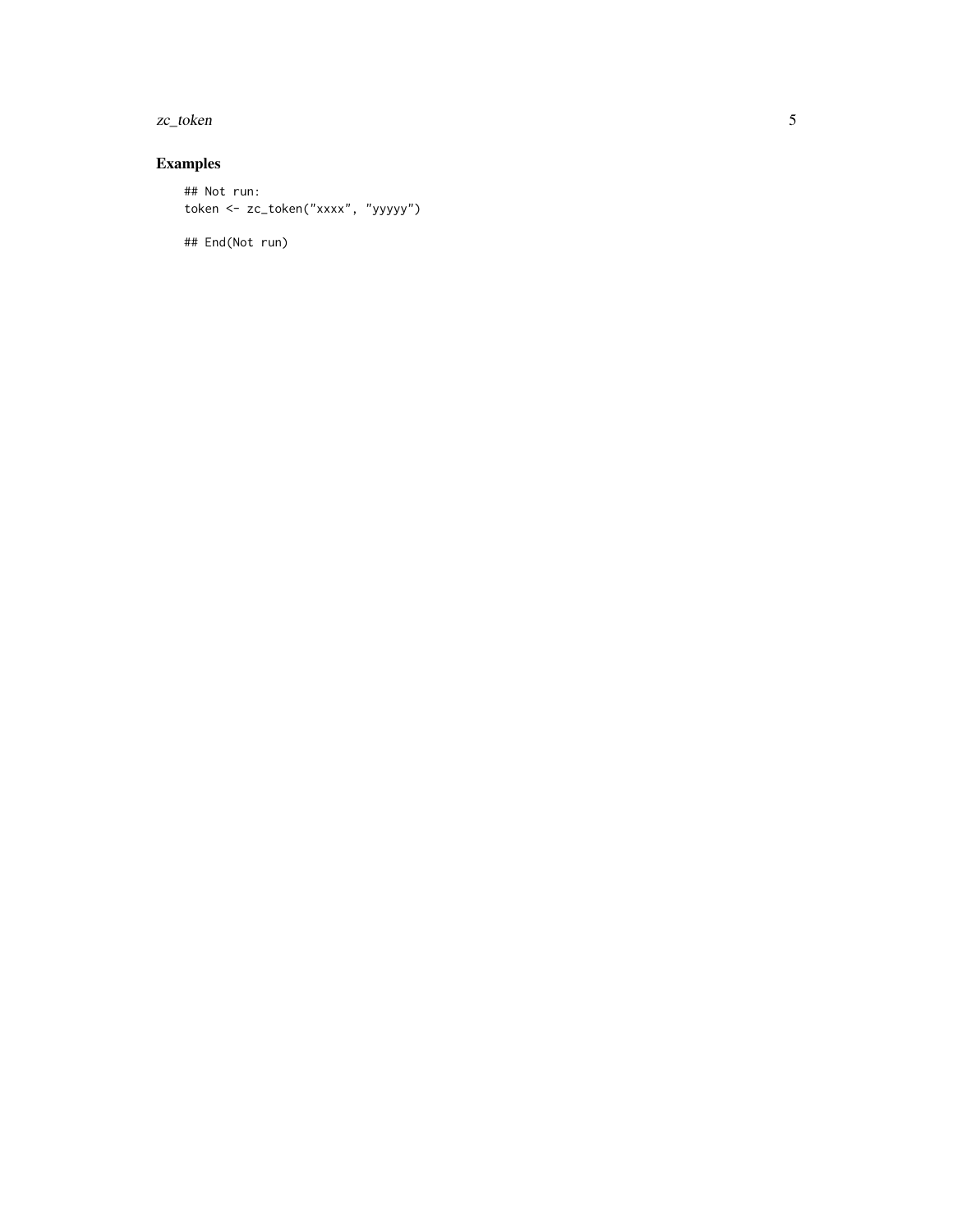## Examples

```
## Not run:
token <- zc_token("xxxx", "yyyyy")

## End(Not run)
```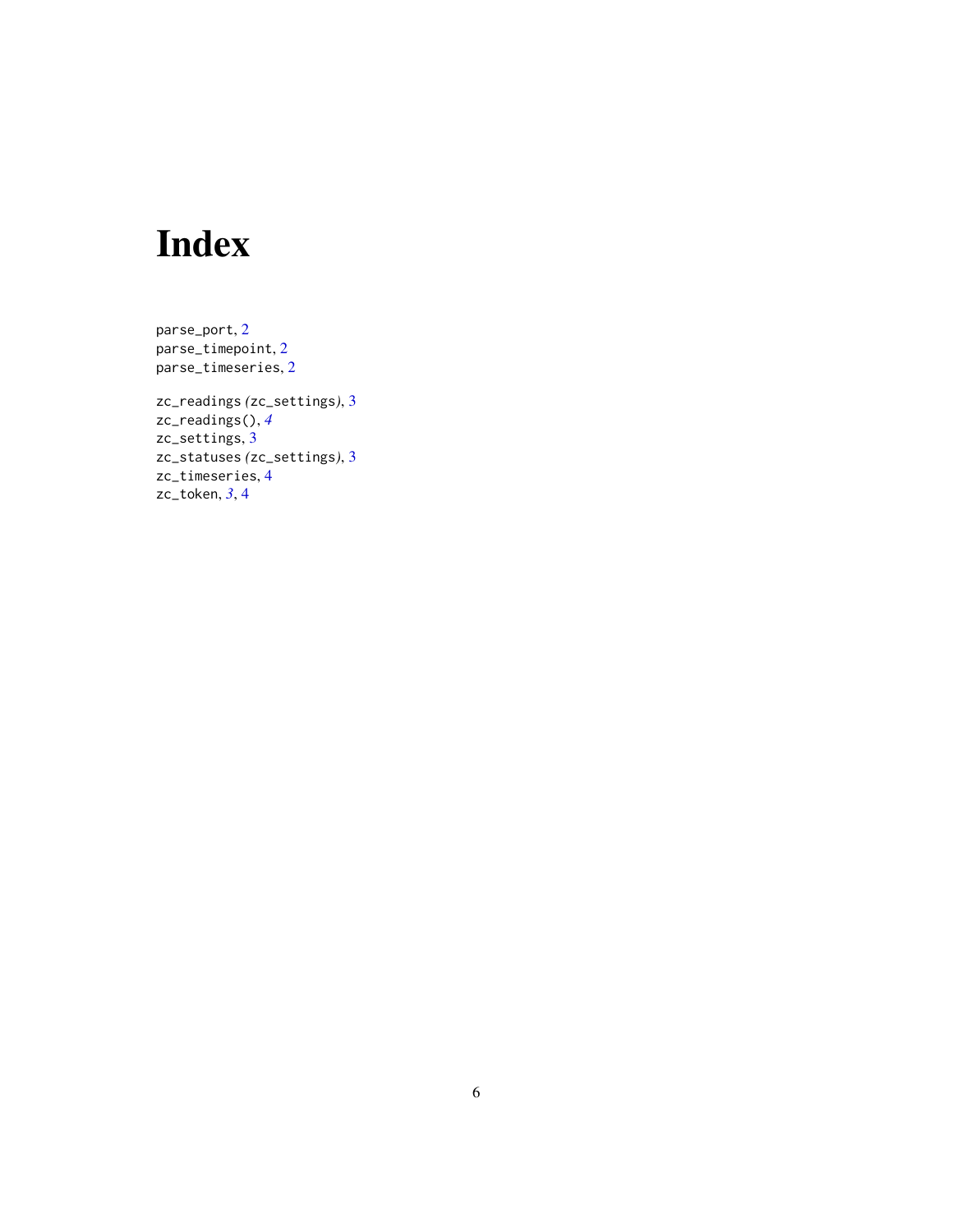# Index

parse_port, 2
parse_timepoint, 2
parse_timeseries, 2

zc_readings (zc_settings), 3
zc_readings(), *4*
zc_settings, 3
zc_statuses (zc_settings), 3
zc_timeseries, 4
zc_token, *3*, 4